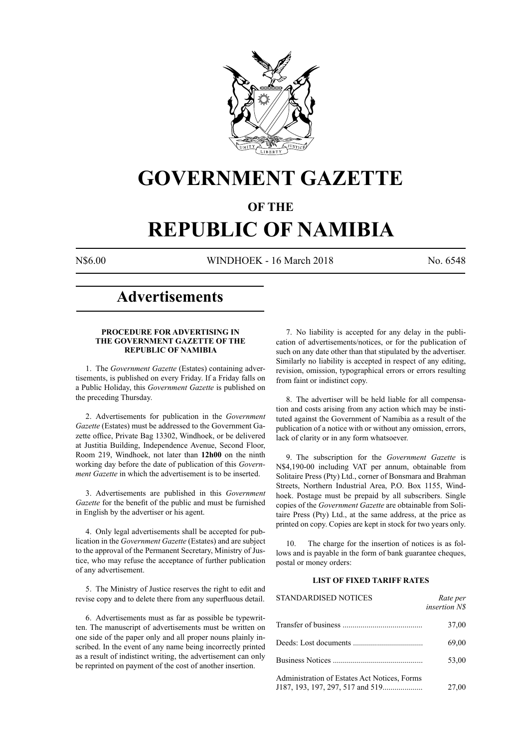# GOVERNMENT GAZETTE

## OF THE

# REPUBLIC OF NAMIBIA

N$6.00 WINDHOEK - 16 March 2018 No. 6548

## Advertisements

### PROCEDURE FOR ADVERTISING IN THE GOVERNMENT GAZETTE OF THE REPUBLIC OF NAMIBIA

1. The *Government Gazette* (Estates) containing advertisements, is published on every Friday. If a Friday falls on a Public Holiday, this *Government Gazette* is published on the preceding Thursday.

2. Advertisements for publication in the *Government Gazette* (Estates) must be addressed to the Government Gazette office, Private Bag 13302, Windhoek, or be delivered at Justitia Building, Independence Avenue, Second Floor, Room 219, Windhoek, not later than **12h00** on the ninth working day before the date of publication of this *Government Gazette* in which the advertisement is to be inserted.

3. Advertisements are published in this *Government Gazette* for the benefit of the public and must be furnished in English by the advertiser or his agent.

4. Only legal advertisements shall be accepted for publication in the *Government Gazette* (Estates) and are subject to the approval of the Permanent Secretary, Ministry of Justice, who may refuse the acceptance of further publication of any advertisement.

5. The Ministry of Justice reserves the right to edit and revise copy and to delete there from any superfluous detail.

6. Advertisements must as far as possible be typewritten. The manuscript of advertisements must be written on one side of the paper only and all proper nouns plainly inscribed. In the event of any name being incorrectly printed as a result of indistinct writing, the advertisement can only be reprinted on payment of the cost of another insertion.

7. No liability is accepted for any delay in the publication of advertisements/notices, or for the publication of such on any date other than that stipulated by the advertiser. Similarly no liability is accepted in respect of any editing, revision, omission, typographical errors or errors resulting from faint or indistinct copy.

8. The advertiser will be held liable for all compensation and costs arising from any action which may be instituted against the Government of Namibia as a result of the publication of a notice with or without any omission, errors, lack of clarity or in any form whatsoever.

9. The subscription for the *Government Gazette* is N$4,190-00 including VAT per annum, obtainable from Solitaire Press (Pty) Ltd., corner of Bonsmara and Brahman Streets, Northern Industrial Area, P.O. Box 1155, Windhoek. Postage must be prepaid by all subscribers. Single copies of the *Government Gazette* are obtainable from Solitaire Press (Pty) Ltd., at the same address, at the price as printed on copy. Copies are kept in stock for two years only.

10. The charge for the insertion of notices is as follows and is payable in the form of bank guarantee cheques, postal or money orders:

### LIST OF FIXED TARIFF RATES

| STANDARDISED NOTICES | *Rate per insertion N$* |
|---|---|
| Transfer of business | 37,00 |
| Deeds: Lost documents | 69,00 |
| Business Notices | 53,00 |
| Administration of Estates Act Notices, Forms J187, 193, 197, 297, 517 and 519 | 27,00 |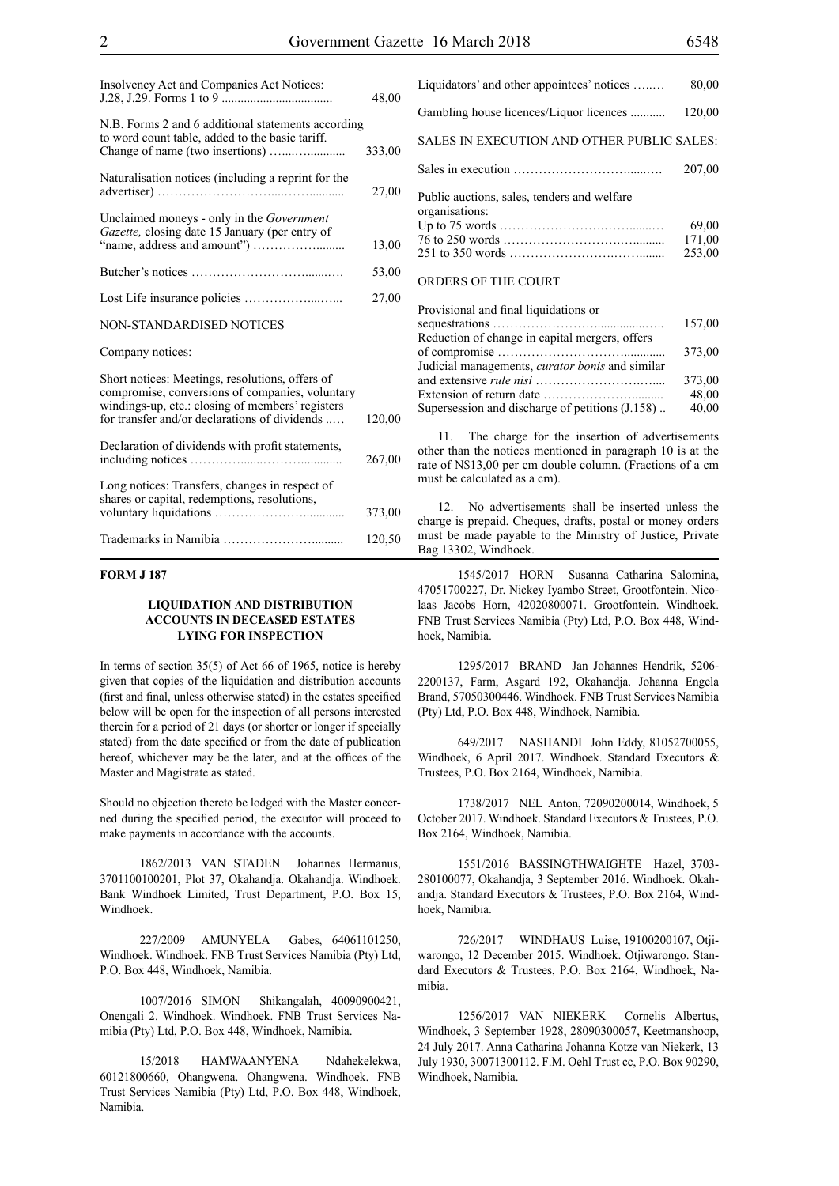| | |
|---|---|
| Insolvency Act and Companies Act Notices: J.28, J.29. Forms 1 to 9 | 48,00 |
| N.B. Forms 2 and 6 additional statements according to word count table, added to the basic tariff. Change of name (two insertions) | 333,00 |
| Naturalisation notices (including a reprint for the advertiser) | 27,00 |
| Unclaimed moneys - only in the *Government Gazette,* closing date 15 January (per entry of "name, address and amount") | 13,00 |
| Butcher's notices | 53,00 |
| Lost Life insurance policies | 27,00 |

NON-STANDARDISED NOTICES

Company notices:

| | |
|---|---|
| Short notices: Meetings, resolutions, offers of compromise, conversions of companies, voluntary windings-up, etc.: closing of members' registers for transfer and/or declarations of dividends | 120,00 |
| Declaration of dividends with profit statements, including notices | 267,00 |
| Long notices: Transfers, changes in respect of shares or capital, redemptions, resolutions, voluntary liquidations | 373,00 |
| Trademarks in Namibia | 120,50 |
| Liquidators' and other appointees' notices | 80,00 |
| Gambling house licences/Liquor licences | 120,00 |

SALES IN EXECUTION AND OTHER PUBLIC SALES:

| | |
|---|---|
| Sales in execution | 207,00 |
| Public auctions, sales, tenders and welfare organisations: | |
| Up to 75 words | 69,00 |
| 76 to 250 words | 171,00 |
| 251 to 350 words | 253,00 |

ORDERS OF THE COURT

| | |
|---|---|
| Provisional and final liquidations or sequestrations | 157,00 |
| Reduction of change in capital mergers, offers of compromise | 373,00 |
| Judicial managements, *curator bonis* and similar and extensive *rule nisi* | 373,00 |
| Extension of return date | 48,00 |
| Supersession and discharge of petitions (J.158) | 40,00 |

11. The charge for the insertion of advertisements other than the notices mentioned in paragraph 10 is at the rate of N$13,00 per cm double column. (Fractions of a cm must be calculated as a cm).

12. No advertisements shall be inserted unless the charge is prepaid. Cheques, drafts, postal or money orders must be made payable to the Ministry of Justice, Private Bag 13302, Windhoek.

**FORM J 187**

**LIQUIDATION AND DISTRIBUTION ACCOUNTS IN DECEASED ESTATES LYING FOR INSPECTION**

In terms of section 35(5) of Act 66 of 1965, notice is hereby given that copies of the liquidation and distribution accounts (first and final, unless otherwise stated) in the estates specified below will be open for the inspection of all persons interested therein for a period of 21 days (or shorter or longer if specially stated) from the date specified or from the date of publication hereof, whichever may be the later, and at the offices of the Master and Magistrate as stated.

Should no objection thereto be lodged with the Master concerned during the specified period, the executor will proceed to make payments in accordance with the accounts.

1862/2013 VAN STADEN Johannes Hermanus, 3701100100201, Plot 37, Okahandja. Okahandja. Windhoek. Bank Windhoek Limited, Trust Department, P.O. Box 15, Windhoek.

227/2009 AMUNYELA Gabes, 64061101250, Windhoek. Windhoek. FNB Trust Services Namibia (Pty) Ltd, P.O. Box 448, Windhoek, Namibia.

1007/2016 SIMON Shikangalah, 40090900421, Onengali 2. Windhoek. Windhoek. FNB Trust Services Namibia (Pty) Ltd, P.O. Box 448, Windhoek, Namibia.

15/2018 HAMWAANYENA Ndahekelekwa, 60121800660, Ohangwena. Ohangwena. Windhoek. FNB Trust Services Namibia (Pty) Ltd, P.O. Box 448, Windhoek, Namibia.

1545/2017 HORN Susanna Catharina Salomina, 47051700227, Dr. Nickey Iyambo Street, Grootfontein. Nicolaas Jacobs Horn, 42020800071. Grootfontein. Windhoek. FNB Trust Services Namibia (Pty) Ltd, P.O. Box 448, Windhoek, Namibia.

1295/2017 BRAND Jan Johannes Hendrik, 5206-2200137, Farm, Asgard 192, Okahandja. Johanna Engela Brand, 57050300446. Windhoek. FNB Trust Services Namibia (Pty) Ltd, P.O. Box 448, Windhoek, Namibia.

649/2017 NASHANDI John Eddy, 81052700055, Windhoek, 6 April 2017. Windhoek. Standard Executors & Trustees, P.O. Box 2164, Windhoek, Namibia.

1738/2017 NEL Anton, 72090200014, Windhoek, 5 October 2017. Windhoek. Standard Executors & Trustees, P.O. Box 2164, Windhoek, Namibia.

1551/2016 BASSINGTHWAIGHTE Hazel, 3703-280100077, Okahandja, 3 September 2016. Windhoek. Okahandja. Standard Executors & Trustees, P.O. Box 2164, Windhoek, Namibia.

726/2017 WINDHAUS Luise, 19100200107, Otjiwarongo, 12 December 2015. Windhoek. Otjiwarongo. Standard Executors & Trustees, P.O. Box 2164, Windhoek, Namibia.

1256/2017 VAN NIEKERK Cornelis Albertus, Windhoek, 3 September 1928, 28090300057, Keetmanshoop, 24 July 2017. Anna Catharina Johanna Kotze van Niekerk, 13 July 1930, 30071300112. F.M. Oehl Trust cc, P.O. Box 90290, Windhoek, Namibia.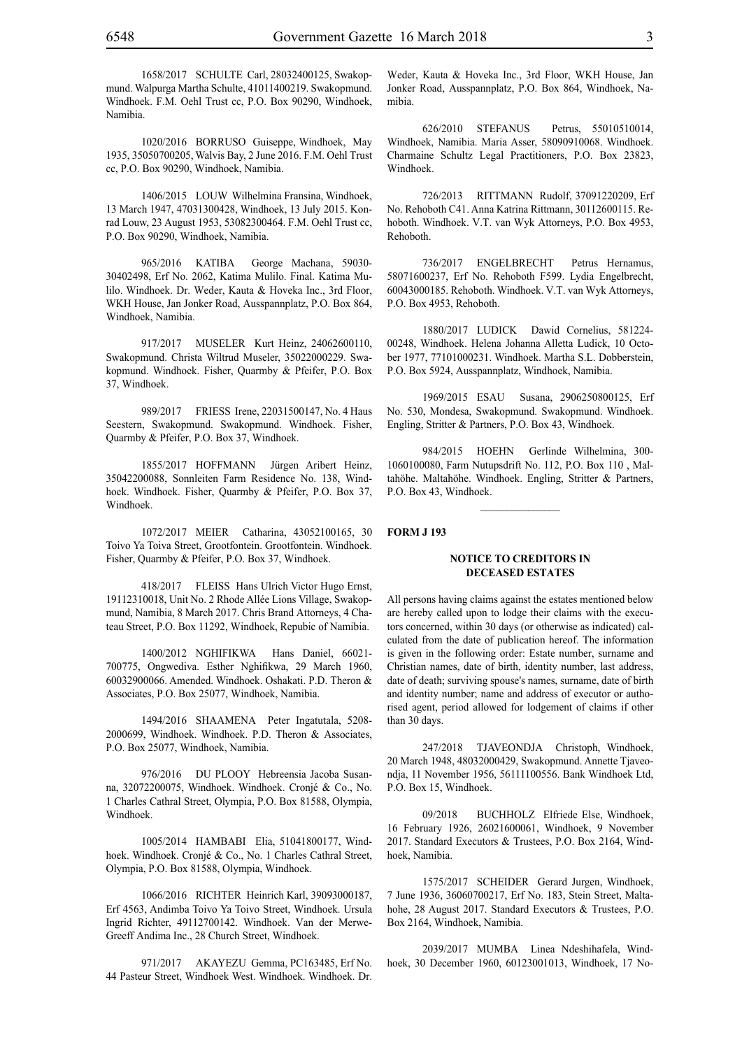1658/2017 SCHULTE Carl, 28032400125, Swakopmund. Walpurga Martha Schulte, 41011400219. Swakopmund. Windhoek. F.M. Oehl Trust cc, P.O. Box 90290, Windhoek, Namibia.

1020/2016 BORRUSO Guiseppe, Windhoek, May 1935, 35050700205, Walvis Bay, 2 June 2016. F.M. Oehl Trust cc, P.O. Box 90290, Windhoek, Namibia.

1406/2015 LOUW Wilhelmina Fransina, Windhoek, 13 March 1947, 47031300428, Windhoek, 13 July 2015. Konrad Louw, 23 August 1953, 53082300464. F.M. Oehl Trust cc, P.O. Box 90290, Windhoek, Namibia.

965/2016 KATIBA George Machana, 59030-30402498, Erf No. 2062, Katima Mulilo. Final. Katima Mulilo. Windhoek. Dr. Weder, Kauta & Hoveka Inc., 3rd Floor, WKH House, Jan Jonker Road, Ausspannplatz, P.O. Box 864, Windhoek, Namibia.

917/2017 MUSELER Kurt Heinz, 24062600110, Swakopmund. Christa Wiltrud Museler, 35022000229. Swakopmund. Windhoek. Fisher, Quarmby & Pfeifer, P.O. Box 37, Windhoek.

989/2017 FRIESS Irene, 22031500147, No. 4 Haus Seestern, Swakopmund. Swakopmund. Windhoek. Fisher, Quarmby & Pfeifer, P.O. Box 37, Windhoek.

1855/2017 HOFFMANN Jürgen Aribert Heinz, 35042200088, Sonnleiten Farm Residence No. 138, Windhoek. Windhoek. Fisher, Quarmby & Pfeifer, P.O. Box 37, Windhoek.

1072/2017 MEIER Catharina, 43052100165, 30 Toivo Ya Toiva Street, Grootfontein. Grootfontein. Windhoek. Fisher, Quarmby & Pfeifer, P.O. Box 37, Windhoek.

418/2017 FLEISS Hans Ulrich Victor Hugo Ernst, 19112310018, Unit No. 2 Rhode Allée Lions Village, Swakopmund, Namibia, 8 March 2017. Chris Brand Attorneys, 4 Chateau Street, P.O. Box 11292, Windhoek, Repubic of Namibia.

1400/2012 NGHIFIKWA Hans Daniel, 66021-700775, Ongwediva. Esther Nghifikwa, 29 March 1960, 60032900066. Amended. Windhoek. Oshakati. P.D. Theron & Associates, P.O. Box 25077, Windhoek, Namibia.

1494/2016 SHAAMENA Peter Ingatutala, 5208-2000699, Windhoek. Windhoek. P.D. Theron & Associates, P.O. Box 25077, Windhoek, Namibia.

976/2016 DU PLOOY Hebreensia Jacoba Susanna, 32072200075, Windhoek. Windhoek. Cronjé & Co., No. 1 Charles Cathral Street, Olympia, P.O. Box 81588, Olympia, Windhoek.

1005/2014 HAMBABI Elia, 51041800177, Windhoek. Windhoek. Cronjé & Co., No. 1 Charles Cathral Street, Olympia, P.O. Box 81588, Olympia, Windhoek.

1066/2016 RICHTER Heinrich Karl, 39093000187, Erf 4563, Andimba Toivo Ya Toivo Street, Windhoek. Ursula Ingrid Richter, 49112700142. Windhoek. Van der Merwe-Greeff Andima Inc., 28 Church Street, Windhoek.

971/2017 AKAYEZU Gemma, PC163485, Erf No. 44 Pasteur Street, Windhoek West. Windhoek. Windhoek. Dr. Weder, Kauta & Hoveka Inc., 3rd Floor, WKH House, Jan Jonker Road, Ausspannplatz, P.O. Box 864, Windhoek, Namibia.

626/2010 STEFANUS Petrus, 55010510014, Windhoek, Namibia. Maria Asser, 58090910068. Windhoek. Charmaine Schultz Legal Practitioners, P.O. Box 23823, Windhoek.

726/2013 RITTMANN Rudolf, 37091220209, Erf No. Rehoboth C41. Anna Katrina Rittmann, 30112600115. Rehoboth. Windhoek. V.T. van Wyk Attorneys, P.O. Box 4953, Rehoboth.

736/2017 ENGELBRECHT Petrus Hernamus, 58071600237, Erf No. Rehoboth F599. Lydia Engelbrecht, 60043000185. Rehoboth. Windhoek. V.T. van Wyk Attorneys, P.O. Box 4953, Rehoboth.

1880/2017 LUDICK Dawid Cornelius, 581224-00248, Windhoek. Helena Johanna Alletta Ludick, 10 October 1977, 77101000231. Windhoek. Martha S.L. Dobberstein, P.O. Box 5924, Ausspannplatz, Windhoek, Namibia.

1969/2015 ESAU Susana, 2906250800125, Erf No. 530, Mondesa, Swakopmund. Swakopmund. Windhoek. Engling, Stritter & Partners, P.O. Box 43, Windhoek.

984/2015 HOEHN Gerlinde Wilhelmina, 300-1060100080, Farm Nutupsdrift No. 112, P.O. Box 110 , Maltahöhe. Maltahöhe. Windhoek. Engling, Stritter & Partners, P.O. Box 43, Windhoek.

---

**FORM J 193**

## NOTICE TO CREDITORS IN DECEASED ESTATES

All persons having claims against the estates mentioned below are hereby called upon to lodge their claims with the executors concerned, within 30 days (or otherwise as indicated) calculated from the date of publication hereof. The information is given in the following order: Estate number, surname and Christian names, date of birth, identity number, last address, date of death; surviving spouse's names, surname, date of birth and identity number; name and address of executor or authorised agent, period allowed for lodgement of claims if other than 30 days.

247/2018 TJAVEONDJA Christoph, Windhoek, 20 March 1948, 48032000429, Swakopmund. Annette Tjaveondja, 11 November 1956, 56111100556. Bank Windhoek Ltd, P.O. Box 15, Windhoek.

09/2018 BUCHHOLZ Elfriede Else, Windhoek, 16 February 1926, 26021600061, Windhoek, 9 November 2017. Standard Executors & Trustees, P.O. Box 2164, Windhoek, Namibia.

1575/2017 SCHEIDER Gerard Jurgen, Windhoek, 7 June 1936, 36060700217, Erf No. 183, Stein Street, Maltahohe, 28 August 2017. Standard Executors & Trustees, P.O. Box 2164, Windhoek, Namibia.

2039/2017 MUMBA Linea Ndeshihafela, Windhoek, 30 December 1960, 60123001013, Windhoek, 17 No-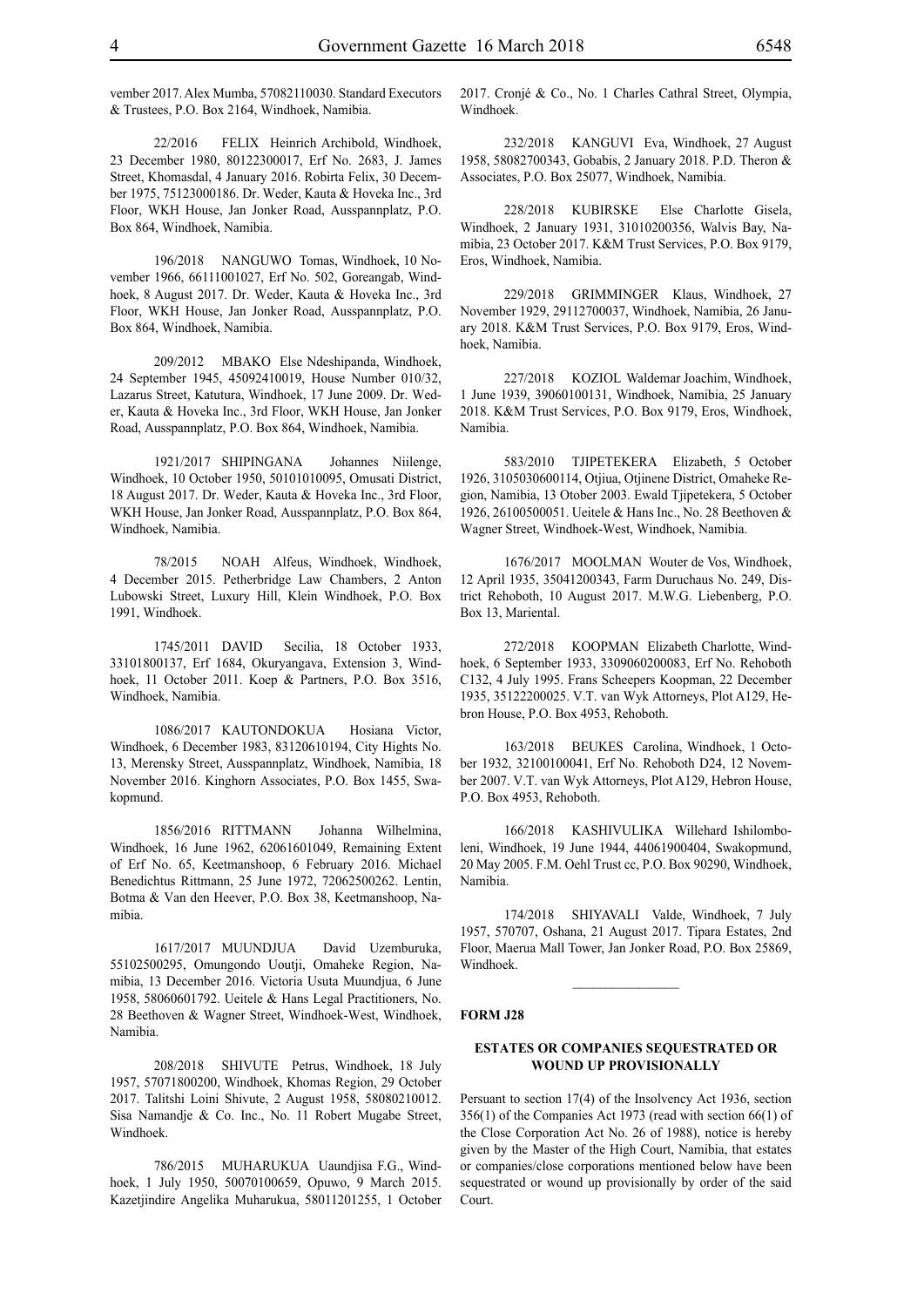vember 2017. Alex Mumba, 57082110030. Standard Executors & Trustees, P.O. Box 2164, Windhoek, Namibia.

22/2016 FELIX Heinrich Archibold, Windhoek, 23 December 1980, 80122300017, Erf No. 2683, J. James Street, Khomasdal, 4 January 2016. Robirta Felix, 30 December 1975, 75123000186. Dr. Weder, Kauta & Hoveka Inc., 3rd Floor, WKH House, Jan Jonker Road, Ausspannplatz, P.O. Box 864, Windhoek, Namibia.

196/2018 NANGUWO Tomas, Windhoek, 10 November 1966, 66111001027, Erf No. 502, Goreangab, Windhoek, 8 August 2017. Dr. Weder, Kauta & Hoveka Inc., 3rd Floor, WKH House, Jan Jonker Road, Ausspannplatz, P.O. Box 864, Windhoek, Namibia.

209/2012 MBAKO Else Ndeshipanda, Windhoek, 24 September 1945, 45092410019, House Number 010/32, Lazarus Street, Katutura, Windhoek, 17 June 2009. Dr. Weder, Kauta & Hoveka Inc., 3rd Floor, WKH House, Jan Jonker Road, Ausspannplatz, P.O. Box 864, Windhoek, Namibia.

1921/2017 SHIPINGANA Johannes Niilenge, Windhoek, 10 October 1950, 50101010095, Omusati District, 18 August 2017. Dr. Weder, Kauta & Hoveka Inc., 3rd Floor, WKH House, Jan Jonker Road, Ausspannplatz, P.O. Box 864, Windhoek, Namibia.

78/2015 NOAH Alfeus, Windhoek, Windhoek, 4 December 2015. Petherbridge Law Chambers, 2 Anton Lubowski Street, Luxury Hill, Klein Windhoek, P.O. Box 1991, Windhoek.

1745/2011 DAVID Secilia, 18 October 1933, 33101800137, Erf 1684, Okuryangava, Extension 3, Windhoek, 11 October 2011. Koep & Partners, P.O. Box 3516, Windhoek, Namibia.

1086/2017 KAUTONDOKUA Hosiana Victor, Windhoek, 6 December 1983, 83120610194, City Hights No. 13, Merensky Street, Ausspannplatz, Windhoek, Namibia, 18 November 2016. Kinghorn Associates, P.O. Box 1455, Swakopmund.

1856/2016 RITTMANN Johanna Wilhelmina, Windhoek, 16 June 1962, 62061601049, Remaining Extent of Erf No. 65, Keetmanshoop, 6 February 2016. Michael Benedichtus Rittmann, 25 June 1972, 72062500262. Lentin, Botma & Van den Heever, P.O. Box 38, Keetmanshoop, Namibia.

1617/2017 MUUNDJUA David Uzemburuka, 55102500295, Omungondo Uoutji, Omaheke Region, Namibia, 13 December 2016. Victoria Usuta Muundjua, 6 June 1958, 58060601792. Ueitele & Hans Legal Practitioners, No. 28 Beethoven & Wagner Street, Windhoek-West, Windhoek, Namibia.

208/2018 SHIVUTE Petrus, Windhoek, 18 July 1957, 57071800200, Windhoek, Khomas Region, 29 October 2017. Talitshi Loini Shivute, 2 August 1958, 58080210012. Sisa Namandje & Co. Inc., No. 11 Robert Mugabe Street, Windhoek.

786/2015 MUHARUKUA Uaundjisa F.G., Windhoek, 1 July 1950, 50070100659, Opuwo, 9 March 2015. Kazetjindire Angelika Muharukua, 58011201255, 1 October 2017. Cronjé & Co., No. 1 Charles Cathral Street, Olympia, Windhoek.

232/2018 KANGUVI Eva, Windhoek, 27 August 1958, 58082700343, Gobabis, 2 January 2018. P.D. Theron & Associates, P.O. Box 25077, Windhoek, Namibia.

228/2018 KUBIRSKE Else Charlotte Gisela, Windhoek, 2 January 1931, 31010200356, Walvis Bay, Namibia, 23 October 2017. K&M Trust Services, P.O. Box 9179, Eros, Windhoek, Namibia.

229/2018 GRIMMINGER Klaus, Windhoek, 27 November 1929, 29112700037, Windhoek, Namibia, 26 January 2018. K&M Trust Services, P.O. Box 9179, Eros, Windhoek, Namibia.

227/2018 KOZIOL Waldemar Joachim, Windhoek, 1 June 1939, 39060100131, Windhoek, Namibia, 25 January 2018. K&M Trust Services, P.O. Box 9179, Eros, Windhoek, Namibia.

583/2010 TJIPETEKERA Elizabeth, 5 October 1926, 3105030600114, Otjiua, Otjinene District, Omaheke Region, Namibia, 13 Otober 2003. Ewald Tjipetekera, 5 October 1926, 26100500051. Ueitele & Hans Inc., No. 28 Beethoven & Wagner Street, Windhoek-West, Windhoek, Namibia.

1676/2017 MOOLMAN Wouter de Vos, Windhoek, 12 April 1935, 35041200343, Farm Duruchaus No. 249, District Rehoboth, 10 August 2017. M.W.G. Liebenberg, P.O. Box 13, Mariental.

272/2018 KOOPMAN Elizabeth Charlotte, Windhoek, 6 September 1933, 3309060200083, Erf No. Rehoboth C132, 4 July 1995. Frans Scheepers Koopman, 22 December 1935, 35122200025. V.T. van Wyk Attorneys, Plot A129, Hebron House, P.O. Box 4953, Rehoboth.

163/2018 BEUKES Carolina, Windhoek, 1 October 1932, 32100100041, Erf No. Rehoboth D24, 12 November 2007. V.T. van Wyk Attorneys, Plot A129, Hebron House, P.O. Box 4953, Rehoboth.

166/2018 KASHIVULIKA Willehard Ishilomboleni, Windhoek, 19 June 1944, 44061900404, Swakopmund, 20 May 2005. F.M. Oehl Trust cc, P.O. Box 90290, Windhoek, Namibia.

174/2018 SHIYAVALI Valde, Windhoek, 7 July 1957, 570707, Oshana, 21 August 2017. Tipara Estates, 2nd Floor, Maerua Mall Tower, Jan Jonker Road, P.O. Box 25869, Windhoek.

---

**FORM J28**

### ESTATES OR COMPANIES SEQUESTRATED OR WOUND UP PROVISIONALLY

Persuant to section 17(4) of the Insolvency Act 1936, section 356(1) of the Companies Act 1973 (read with section 66(1) of the Close Corporation Act No. 26 of 1988), notice is hereby given by the Master of the High Court, Namibia, that estates or companies/close corporations mentioned below have been sequestrated or wound up provisionally by order of the said Court.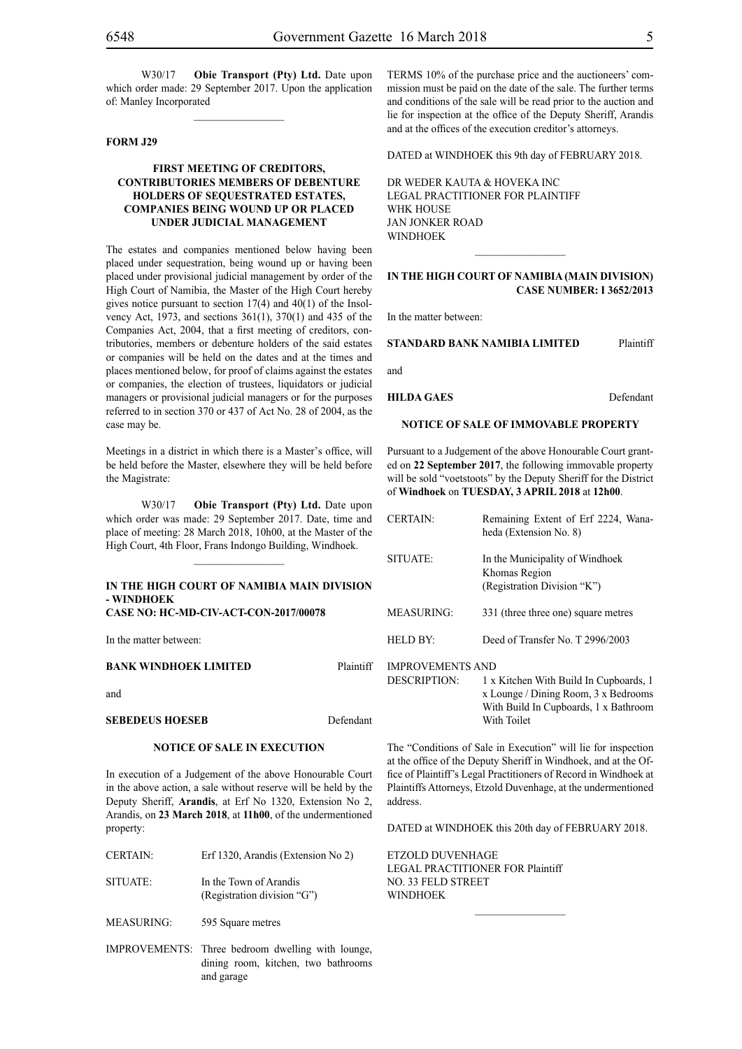W30/17 **Obie Transport (Pty) Ltd.** Date upon which order made: 29 September 2017. Upon the application of: Manley Incorporated

---

**FORM J29**

### FIRST MEETING OF CREDITORS, CONTRIBUTORIES MEMBERS OF DEBENTURE HOLDERS OF SEQUESTRATED ESTATES, COMPANIES BEING WOUND UP OR PLACED UNDER JUDICIAL MANAGEMENT

The estates and companies mentioned below having been placed under sequestration, being wound up or having been placed under provisional judicial management by order of the High Court of Namibia, the Master of the High Court hereby gives notice pursuant to section 17(4) and 40(1) of the Insolvency Act, 1973, and sections 361(1), 370(1) and 435 of the Companies Act, 2004, that a first meeting of creditors, contributories, members or debenture holders of the said estates or companies will be held on the dates and at the times and places mentioned below, for proof of claims against the estates or companies, the election of trustees, liquidators or judicial managers or provisional judicial managers or for the purposes referred to in section 370 or 437 of Act No. 28 of 2004, as the case may be.

Meetings in a district in which there is a Master's office, will be held before the Master, elsewhere they will be held before the Magistrate:

W30/17 **Obie Transport (Pty) Ltd.** Date upon which order was made: 29 September 2017. Date, time and place of meeting: 28 March 2018, 10h00, at the Master of the High Court, 4th Floor, Frans Indongo Building, Windhoek.

---

### IN THE HIGH COURT OF NAMIBIA MAIN DIVISION - WINDHOEK
**CASE NO: HC-MD-CIV-ACT-CON-2017/00078**

In the matter between:

**BANK WINDHOEK LIMITED** Plaintiff

and

**SEBEDEUS HOESEB** Defendant

**NOTICE OF SALE IN EXECUTION**

In execution of a Judgement of the above Honourable Court in the above action, a sale without reserve will be held by the Deputy Sheriff, **Arandis**, at Erf No 1320, Extension No 2, Arandis, on **23 March 2018**, at **11h00**, of the undermentioned property:

| | |
|---|---|
| CERTAIN: | Erf 1320, Arandis (Extension No 2) |
| SITUATE: | In the Town of Arandis (Registration division "G") |
| MEASURING: | 595 Square metres |
| IMPROVEMENTS: | Three bedroom dwelling with lounge, dining room, kitchen, two bathrooms and garage |

TERMS 10% of the purchase price and the auctioneers' commission must be paid on the date of the sale. The further terms and conditions of the sale will be read prior to the auction and lie for inspection at the office of the Deputy Sheriff, Arandis and at the offices of the execution creditor's attorneys.

DATED at WINDHOEK this 9th day of FEBRUARY 2018.

DR WEDER KAUTA & HOVEKA INC
LEGAL PRACTITIONER FOR PLAINTIFF
WHK HOUSE
JAN JONKER ROAD
WINDHOEK

---

### IN THE HIGH COURT OF NAMIBIA (MAIN DIVISION)
**CASE NUMBER: I 3652/2013**

In the matter between:

**STANDARD BANK NAMIBIA LIMITED** Plaintiff

and

**HILDA GAES** Defendant

**NOTICE OF SALE OF IMMOVABLE PROPERTY**

Pursuant to a Judgement of the above Honourable Court granted on **22 September 2017**, the following immovable property will be sold "voetstoots" by the Deputy Sheriff for the District of **Windhoek** on **TUESDAY, 3 APRIL 2018** at **12h00**.

| | |
|---|---|
| CERTAIN: | Remaining Extent of Erf 2224, Wanaheda (Extension No. 8) |
| SITUATE: | In the Municipality of Windhoek Khomas Region (Registration Division "K") |
| MEASURING: | 331 (three three one) square metres |
| HELD BY: | Deed of Transfer No. T 2996/2003 |
| IMPROVEMENTS AND DESCRIPTION: | 1 x Kitchen With Build In Cupboards, 1 x Lounge / Dining Room, 3 x Bedrooms With Build In Cupboards, 1 x Bathroom With Toilet |

The "Conditions of Sale in Execution" will lie for inspection at the office of the Deputy Sheriff in Windhoek, and at the Office of Plaintiff's Legal Practitioners of Record in Windhoek at Plaintiffs Attorneys, Etzold Duvenhage, at the undermentioned address.

DATED at WINDHOEK this 20th day of FEBRUARY 2018.

ETZOLD DUVENHAGE
LEGAL PRACTITIONER FOR Plaintiff
NO. 33 FELD STREET
WINDHOEK

---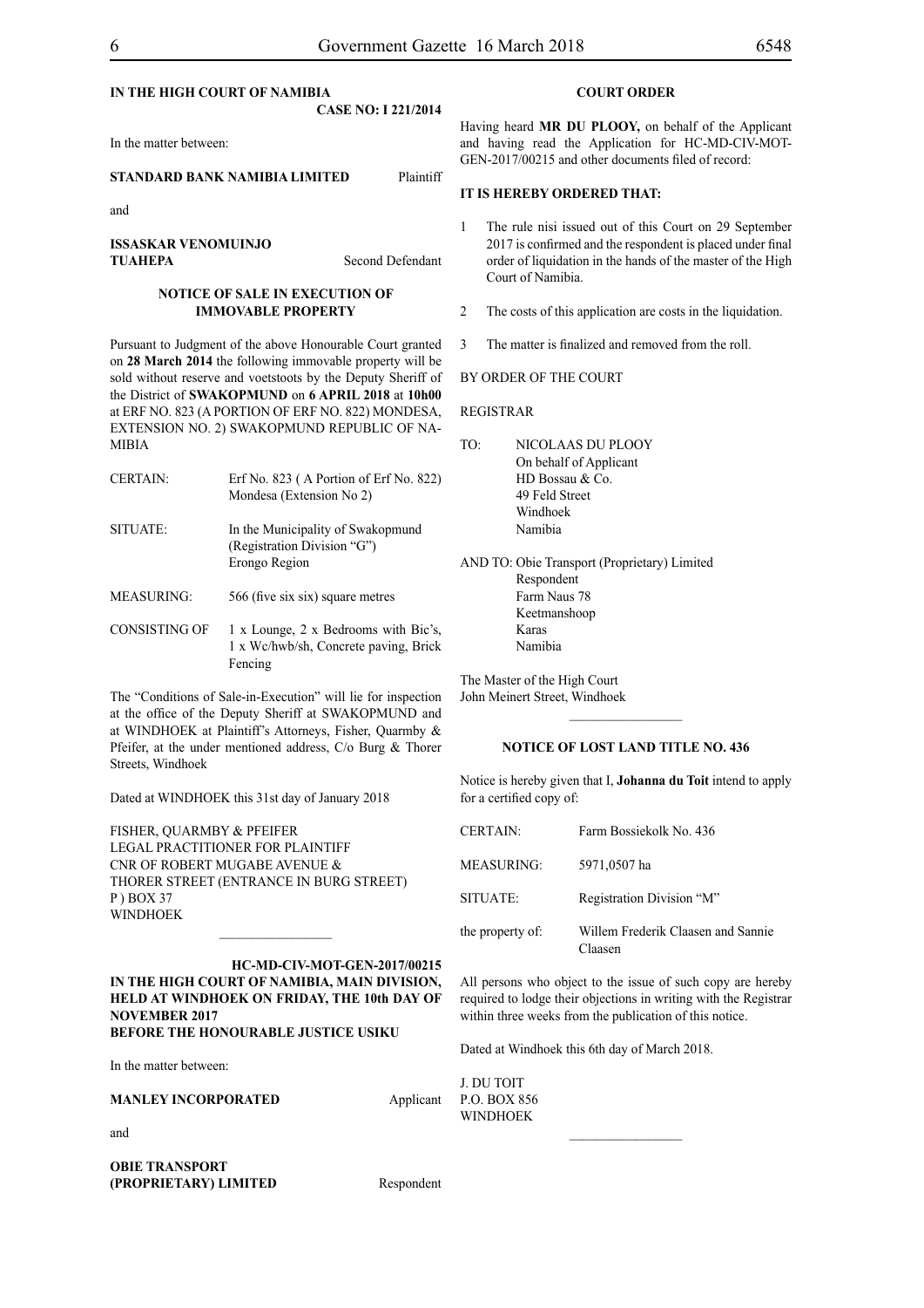**IN THE HIGH COURT OF NAMIBIA**

**CASE NO: I 221/2014**

In the matter between:

| | |
|---|---|
| **STANDARD BANK NAMIBIA LIMITED** | Plaintiff |

and

| | |
|---|---|
| **ISSASKAR VENOMUINJO TUAHEPA** | Second Defendant |

**NOTICE OF SALE IN EXECUTION OF IMMOVABLE PROPERTY**

Pursuant to Judgment of the above Honourable Court granted on **28 March 2014** the following immovable property will be sold without reserve and voetstoots by the Deputy Sheriff of the District of **SWAKOPMUND** on **6 APRIL 2018** at **10h00** at ERF NO. 823 (A PORTION OF ERF NO. 822) MONDESA, EXTENSION NO. 2) SWAKOPMUND REPUBLIC OF NAMIBIA

| | |
|---|---|
| CERTAIN: | Erf No. 823 ( A Portion of Erf No. 822) Mondesa (Extension No 2) |
| SITUATE: | In the Municipality of Swakopmund (Registration Division "G") Erongo Region |
| MEASURING: | 566 (five six six) square metres |
| CONSISTING OF | 1 x Lounge, 2 x Bedrooms with Bic's, 1 x Wc/hwb/sh, Concrete paving, Brick Fencing |

The "Conditions of Sale-in-Execution" will lie for inspection at the office of the Deputy Sheriff at SWAKOPMUND and at WINDHOEK at Plaintiff's Attorneys, Fisher, Quarmby & Pfeifer, at the under mentioned address, C/o Burg & Thorer Streets, Windhoek

Dated at WINDHOEK this 31st day of January 2018

FISHER, QUARMBY & PFEIFER
LEGAL PRACTITIONER FOR PLAINTIFF
CNR OF ROBERT MUGABE AVENUE &
THORER STREET (ENTRANCE IN BURG STREET)
P ) BOX 37
WINDHOEK

---

**HC-MD-CIV-MOT-GEN-2017/00215**

**IN THE HIGH COURT OF NAMIBIA, MAIN DIVISION, HELD AT WINDHOEK ON FRIDAY, THE 10th DAY OF NOVEMBER 2017**

**BEFORE THE HONOURABLE JUSTICE USIKU**

In the matter between:

| | |
|---|---|
| **MANLEY INCORPORATED** | Applicant |

and

| | |
|---|---|
| **OBIE TRANSPORT (PROPRIETARY) LIMITED** | Respondent |

**COURT ORDER**

Having heard **MR DU PLOOY,** on behalf of the Applicant and having read the Application for HC-MD-CIV-MOT-GEN-2017/00215 and other documents filed of record:

**IT IS HEREBY ORDERED THAT:**

1. The rule nisi issued out of this Court on 29 September 2017 is confirmed and the respondent is placed under final order of liquidation in the hands of the master of the High Court of Namibia.
2. The costs of this application are costs in the liquidation.
3. The matter is finalized and removed from the roll.

BY ORDER OF THE COURT

REGISTRAR

TO: NICOLAAS DU PLOOY
On behalf of Applicant
HD Bossau & Co.
49 Feld Street
Windhoek
Namibia

AND TO: Obie Transport (Proprietary) Limited
Respondent
Farm Naus 78
Keetmanshoop
Karas
Namibia

The Master of the High Court
John Meinert Street, Windhoek

---

**NOTICE OF LOST LAND TITLE NO. 436**

Notice is hereby given that I, **Johanna du Toit** intend to apply for a certified copy of:

| | |
|---|---|
| CERTAIN: | Farm Bossiekolk No. 436 |
| MEASURING: | 5971,0507 ha |
| SITUATE: | Registration Division "M" |
| the property of: | Willem Frederik Claasen and Sannie Claasen |

All persons who object to such copy are hereby required to lodge their objections in writing with the Registrar within three weeks from the publication of this notice.

Dated at Windhoek this 6th day of March 2018.

J. DU TOIT
P.O. BOX 856
WINDHOEK

---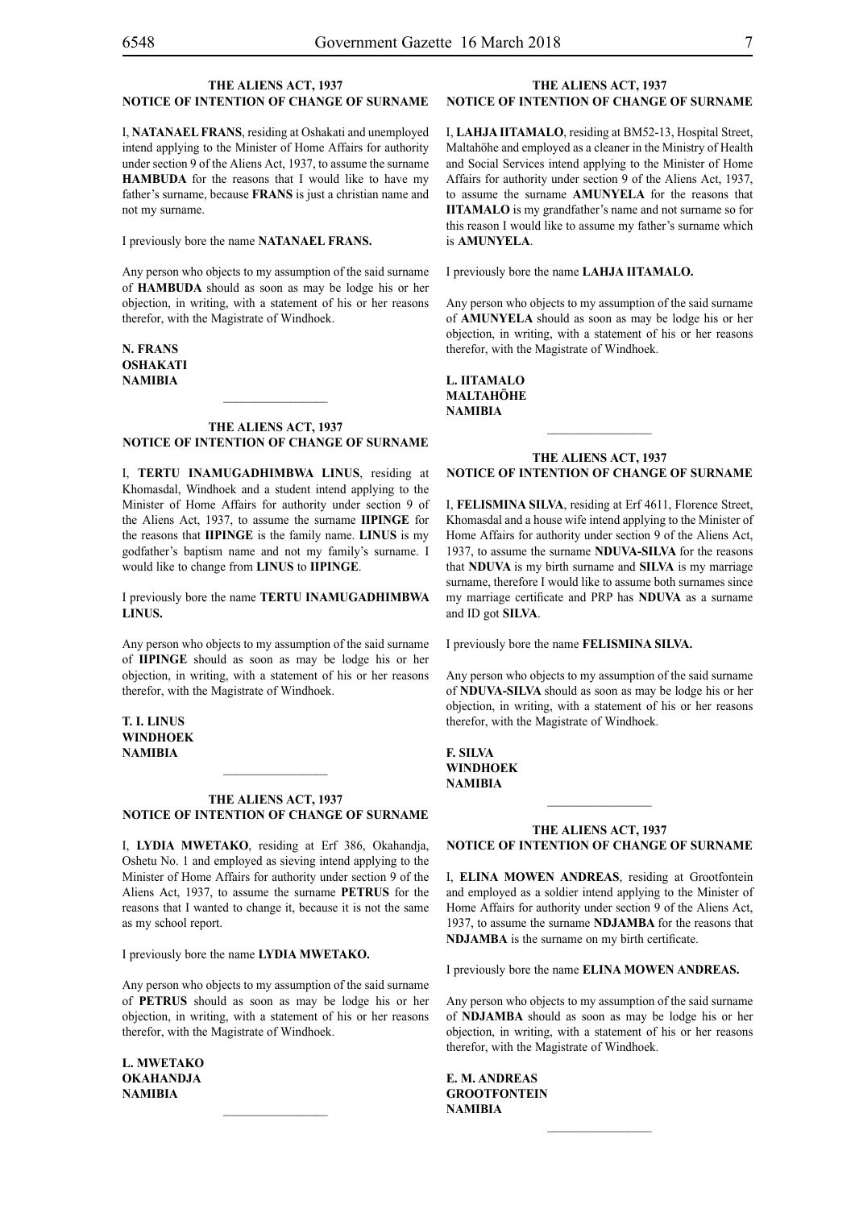### THE ALIENS ACT, 1937
### NOTICE OF INTENTION OF CHANGE OF SURNAME

I, **NATANAEL FRANS**, residing at Oshakati and unemployed intend applying to the Minister of Home Affairs for authority under section 9 of the Aliens Act, 1937, to assume the surname **HAMBUDA** for the reasons that I would like to have my father's surname, because **FRANS** is just a christian name and not my surname.

I previously bore the name **NATANAEL FRANS.**

Any person who objects to my assumption of the said surname of **HAMBUDA** should as soon as may be lodge his or her objection, in writing, with a statement of his or her reasons therefor, with the Magistrate of Windhoek.

**N. FRANS**
**OSHAKATI**
**NAMIBIA**

---

### THE ALIENS ACT, 1937
### NOTICE OF INTENTION OF CHANGE OF SURNAME

I, **TERTU INAMUGADHIMBWA LINUS**, residing at Khomasdal, Windhoek and a student intend applying to the Minister of Home Affairs for authority under section 9 of the Aliens Act, 1937, to assume the surname **IIPINGE** for the reasons that **IIPINGE** is the family name. **LINUS** is my godfather's baptism name and not my family's surname. I would like to change from **LINUS** to **IIPINGE**.

I previously bore the name **TERTU INAMUGADHIMBWA LINUS.**

Any person who objects to my assumption of the said surname of **IIPINGE** should as soon as may be lodge his or her objection, in writing, with a statement of his or her reasons therefor, with the Magistrate of Windhoek.

**T. I. LINUS**
**WINDHOEK**
**NAMIBIA**

---

### THE ALIENS ACT, 1937
### NOTICE OF INTENTION OF CHANGE OF SURNAME

I, **LYDIA MWETAKO**, residing at Erf 386, Okahandja, Oshetu No. 1 and employed as sieving intend applying to the Minister of Home Affairs for authority under section 9 of the Aliens Act, 1937, to assume the surname **PETRUS** for the reasons that I wanted to change it, because it is not the same as my school report.

I previously bore the name **LYDIA MWETAKO.**

Any person who objects to my assumption of the said surname of **PETRUS** should as soon as may be lodge his or her objection, in writing, with a statement of his or her reasons therefor, with the Magistrate of Windhoek.

**L. MWETAKO**
**OKAHANDJA**
**NAMIBIA**

---

### THE ALIENS ACT, 1937
### NOTICE OF INTENTION OF CHANGE OF SURNAME

I, **LAHJA IITAMALO**, residing at BM52-13, Hospital Street, Maltahöhe and employed as a cleaner in the Ministry of Health and Social Services intend applying to the Minister of Home Affairs for authority under section 9 of the Aliens Act, 1937, to assume the surname **AMUNYELA** for the reasons that **IITAMALO** is my grandfather's name and not surname so for this reason I would like to assume my father's surname which is **AMUNYELA**.

I previously bore the name **LAHJA IITAMALO.**

Any person who objects to my assumption of the said surname of **AMUNYELA** should as soon as may be lodge his or her objection, in writing, with a statement of his or her reasons therefor, with the Magistrate of Windhoek.

**L. IITAMALO**
**MALTAHÖHE**
**NAMIBIA**

---

### THE ALIENS ACT, 1937
### NOTICE OF INTENTION OF CHANGE OF SURNAME

I, **FELISMINA SILVA**, residing at Erf 4611, Florence Street, Khomasdal and a house wife intend applying to the Minister of Home Affairs for authority under section 9 of the Aliens Act, 1937, to assume the surname **NDUVA-SILVA** for the reasons that **NDUVA** is my birth surname and **SILVA** is my marriage surname, therefore I would like to assume both surnames since my marriage certificate and PRP has **NDUVA** as a surname and ID got **SILVA**.

I previously bore the name **FELISMINA SILVA.**

Any person who objects to my assumption of the said surname of **NDUVA-SILVA** should as soon as may be lodge his or her objection, in writing, with a statement of his or her reasons therefor, with the Magistrate of Windhoek.

**F. SILVA**
**WINDHOEK**
**NAMIBIA**

---

### THE ALIENS ACT, 1937
### NOTICE OF INTENTION OF CHANGE OF SURNAME

I, **ELINA MOWEN ANDREAS**, residing at Grootfontein and employed as a soldier intend applying to the Minister of Home Affairs for authority under section 9 of the Aliens Act, 1937, to assume the surname **NDJAMBA** for the reasons that **NDJAMBA** is the surname on my birth certificate.

I previously bore the name **ELINA MOWEN ANDREAS.**

Any person who objects to my assumption of the said surname of **NDJAMBA** should as soon as may be lodge his or her objection, in writing, with a statement of his or her reasons therefor, with the Magistrate of Windhoek.

**E. M. ANDREAS**
**GROOTFONTEIN**
**NAMIBIA**

---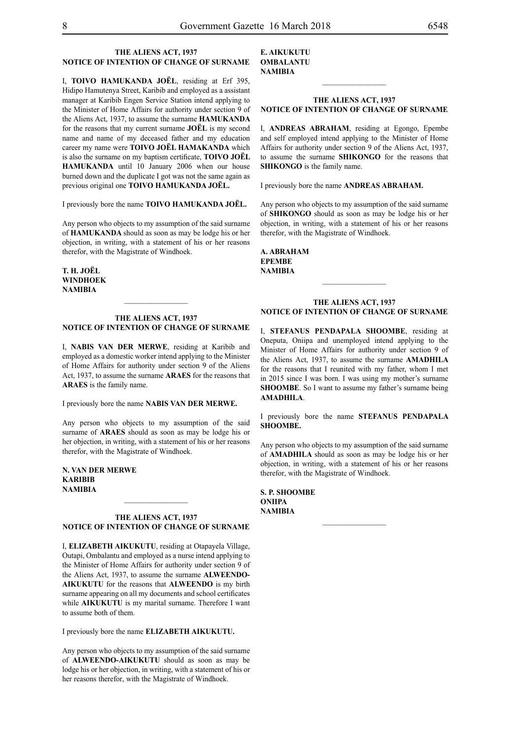### THE ALIENS ACT, 1937
### NOTICE OF INTENTION OF CHANGE OF SURNAME

I, **TOIVO HAMUKANDA JOËL**, residing at Erf 395, Hidipo Hamutenya Street, Karibib and employed as a assistant manager at Karibib Engen Service Station intend applying to the Minister of Home Affairs for authority under section 9 of the Aliens Act, 1937, to assume the surname **HAMUKANDA** for the reasons that my current surname **JOËL** is my second name and name of my deceased father and my education career my name were **TOIVO JOËL HAMAKANDA** which is also the surname on my baptism certificate, **TOIVO JOËL HAMUKANDA** until 10 January 2006 when our house burned down and the duplicate I got was not the same again as previous original one **TOIVO HAMUKANDA JOËL.**

I previously bore the name **TOIVO HAMUKANDA JOËL.**

Any person who objects to my assumption of the said surname of **HAMUKANDA** should as soon as may be lodge his or her objection, in writing, with a statement of his or her reasons therefor, with the Magistrate of Windhoek.

**T. H. JOËL**
**WINDHOEK**
**NAMIBIA**

---

### THE ALIENS ACT, 1937
### NOTICE OF INTENTION OF CHANGE OF SURNAME

I, **NABIS VAN DER MERWE**, residing at Karibib and employed as a domestic worker intend applying to the Minister of Home Affairs for authority under section 9 of the Aliens Act, 1937, to assume the surname **ARAES** for the reasons that **ARAES** is the family name.

I previously bore the name **NABIS VAN DER MERWE.**

Any person who objects to my assumption of the said surname of **ARAES** should as soon as may be lodge his or her objection, in writing, with a statement of his or her reasons therefor, with the Magistrate of Windhoek.

**N. VAN DER MERWE**
**KARIBIB**
**NAMIBIA**

---

### THE ALIENS ACT, 1937
### NOTICE OF INTENTION OF CHANGE OF SURNAME

I, **ELIZABETH AIKUKUTU**, residing at Otapayela Village, Outapi, Ombalantu and employed as a nurse intend applying to the Minister of Home Affairs for authority under section 9 of the Aliens Act, 1937, to assume the surname **ALWEENDO-AIKUKUTU** for the reasons that **ALWEENDO** is my birth surname appearing on all my documents and school certificates while **AIKUKUTU** is my marital surname. Therefore I want to assume both of them.

I previously bore the name **ELIZABETH AIKUKUTU.**

Any person who objects to my assumption of the said surname of **ALWEENDO-AIKUKUTU** should as soon as may be lodge his or her objection, in writing, with a statement of his or her reasons therefor, with the Magistrate of Windhoek.

**E. AIKUKUTU**
**OMBALANTU**
**NAMIBIA**

---

### THE ALIENS ACT, 1937
### NOTICE OF INTENTION OF CHANGE OF SURNAME

I, **ANDREAS ABRAHAM**, residing at Egongo, Epembe and self employed intend applying to the Minister of Home Affairs for authority under section 9 of the Aliens Act, 1937, to assume the surname **SHIKONGO** for the reasons that **SHIKONGO** is the family name.

I previously bore the name **ANDREAS ABRAHAM.**

Any person who objects to my assumption of the said surname of **SHIKONGO** should as soon as may be lodge his or her objection, in writing, with a statement of his or her reasons therefor, with the Magistrate of Windhoek.

**A. ABRAHAM**
**EPEMBE**
**NAMIBIA**

---

### THE ALIENS ACT, 1937
### NOTICE OF INTENTION OF CHANGE OF SURNAME

I, **STEFANUS PENDAPALA SHOOMBE**, residing at Oneputa, Oniipa and unemployed intend applying to the Minister of Home Affairs for authority under section 9 of the Aliens Act, 1937, to assume the surname **AMADHILA** for the reasons that I reunited with my father, whom I met in 2015 since I was born. I was using my mother's surname **SHOOMBE**. So I want to assume my father's surname being **AMADHILA**.

I previously bore the name **STEFANUS PENDAPALA SHOOMBE.**

Any person who objects to my assumption of the said surname of **AMADHILA** should as soon as may be lodge his or her objection, in writing, with a statement of his or her reasons therefor, with the Magistrate of Windhoek.

**S. P. SHOOMBE**
**ONIIPA**
**NAMIBIA**

---